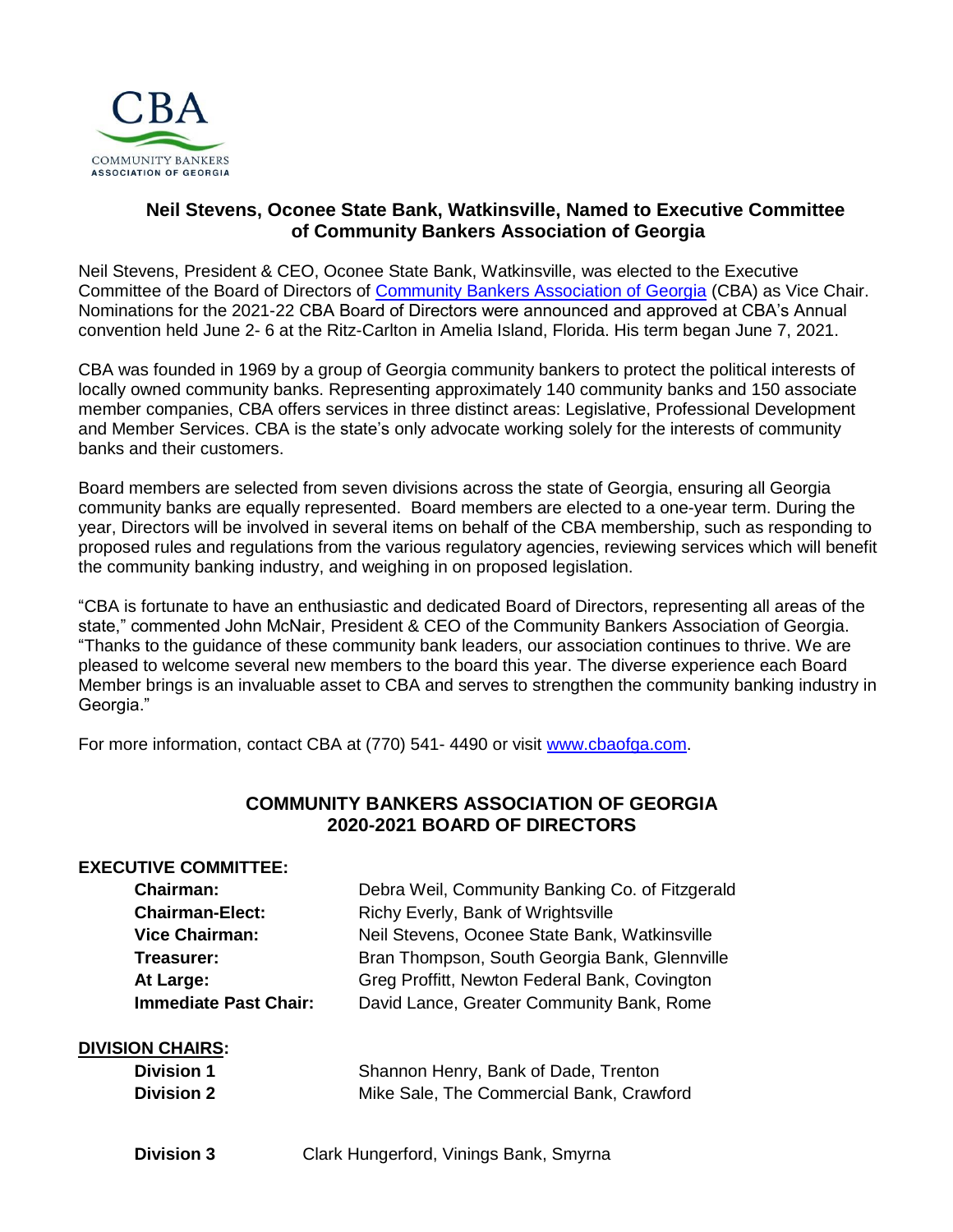CBA
COMMUNITY BANKERS ASSOCIATION OF GEORGIA

## Neil Stevens, Oconee State Bank, Watkinsville, Named to Executive Committee of Community Bankers Association of Georgia

Neil Stevens, President & CEO, Oconee State Bank, Watkinsville, was elected to the Executive Committee of the Board of Directors of Community Bankers Association of Georgia (CBA) as Vice Chair. Nominations for the 2021-22 CBA Board of Directors were announced and approved at CBA's Annual convention held June 2- 6 at the Ritz-Carlton in Amelia Island, Florida. His term began June 7, 2021.

CBA was founded in 1969 by a group of Georgia community bankers to protect the political interests of locally owned community banks. Representing approximately 140 community banks and 150 associate member companies, CBA offers services in three distinct areas: Legislative, Professional Development and Member Services. CBA is the state's only advocate working solely for the interests of community banks and their customers.

Board members are selected from seven divisions across the state of Georgia, ensuring all Georgia community banks are equally represented. Board members are elected to a one-year term. During the year, Directors will be involved in several items on behalf of the CBA membership, such as responding to proposed rules and regulations from the various regulatory agencies, reviewing services which will benefit the community banking industry, and weighing in on proposed legislation.

"CBA is fortunate to have an enthusiastic and dedicated Board of Directors, representing all areas of the state," commented John McNair, President & CEO of the Community Bankers Association of Georgia. "Thanks to the guidance of these community bank leaders, our association continues to thrive. We are pleased to welcome several new members to the board this year. The diverse experience each Board Member brings is an invaluable asset to CBA and serves to strengthen the community banking industry in Georgia."

For more information, contact CBA at (770) 541- 4490 or visit www.cbaofga.com.

## COMMUNITY BANKERS ASSOCIATION OF GEORGIA 2020-2021 BOARD OF DIRECTORS

**EXECUTIVE COMMITTEE:**

| | |
|---|---|
| **Chairman:** | Debra Weil, Community Banking Co. of Fitzgerald |
| **Chairman-Elect:** | Richy Everly, Bank of Wrightsville |
| **Vice Chairman:** | Neil Stevens, Oconee State Bank, Watkinsville |
| **Treasurer:** | Bran Thompson, South Georgia Bank, Glennville |
| **At Large:** | Greg Proffitt, Newton Federal Bank, Covington |
| **Immediate Past Chair:** | David Lance, Greater Community Bank, Rome |

**DIVISION CHAIRS:**

| | |
|---|---|
| **Division 1** | Shannon Henry, Bank of Dade, Trenton |
| **Division 2** | Mike Sale, The Commercial Bank, Crawford |
| **Division 3** | Clark Hungerford, Vinings Bank, Smyrna |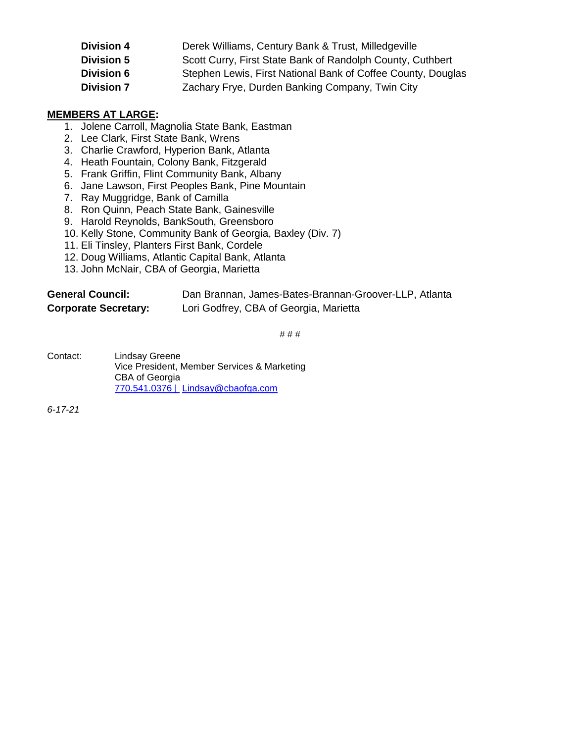| | |
|---|---|
| **Division 4** | Derek Williams, Century Bank & Trust, Milledgeville |
| **Division 5** | Scott Curry, First State Bank of Randolph County, Cuthbert |
| **Division 6** | Stephen Lewis, First National Bank of Coffee County, Douglas |
| **Division 7** | Zachary Frye, Durden Banking Company, Twin City |

**MEMBERS AT LARGE:**

1. Jolene Carroll, Magnolia State Bank, Eastman
2. Lee Clark, First State Bank, Wrens
3. Charlie Crawford, Hyperion Bank, Atlanta
4. Heath Fountain, Colony Bank, Fitzgerald
5. Frank Griffin, Flint Community Bank, Albany
6. Jane Lawson, First Peoples Bank, Pine Mountain
7. Ray Muggridge, Bank of Camilla
8. Ron Quinn, Peach State Bank, Gainesville
9. Harold Reynolds, BankSouth, Greensboro
10. Kelly Stone, Community Bank of Georgia, Baxley (Div. 7)
11. Eli Tinsley, Planters First Bank, Cordele
12. Doug Williams, Atlantic Capital Bank, Atlanta
13. John McNair, CBA of Georgia, Marietta

| | |
|---|---|
| **General Council:** | Dan Brannan, James-Bates-Brannan-Groover-LLP, Atlanta |
| **Corporate Secretary:** | Lori Godfrey, CBA of Georgia, Marietta |

# # #

Contact: Lindsay Greene
Vice President, Member Services & Marketing
CBA of Georgia
770.541.0376 | Lindsay@cbaofga.com

*6-17-21*